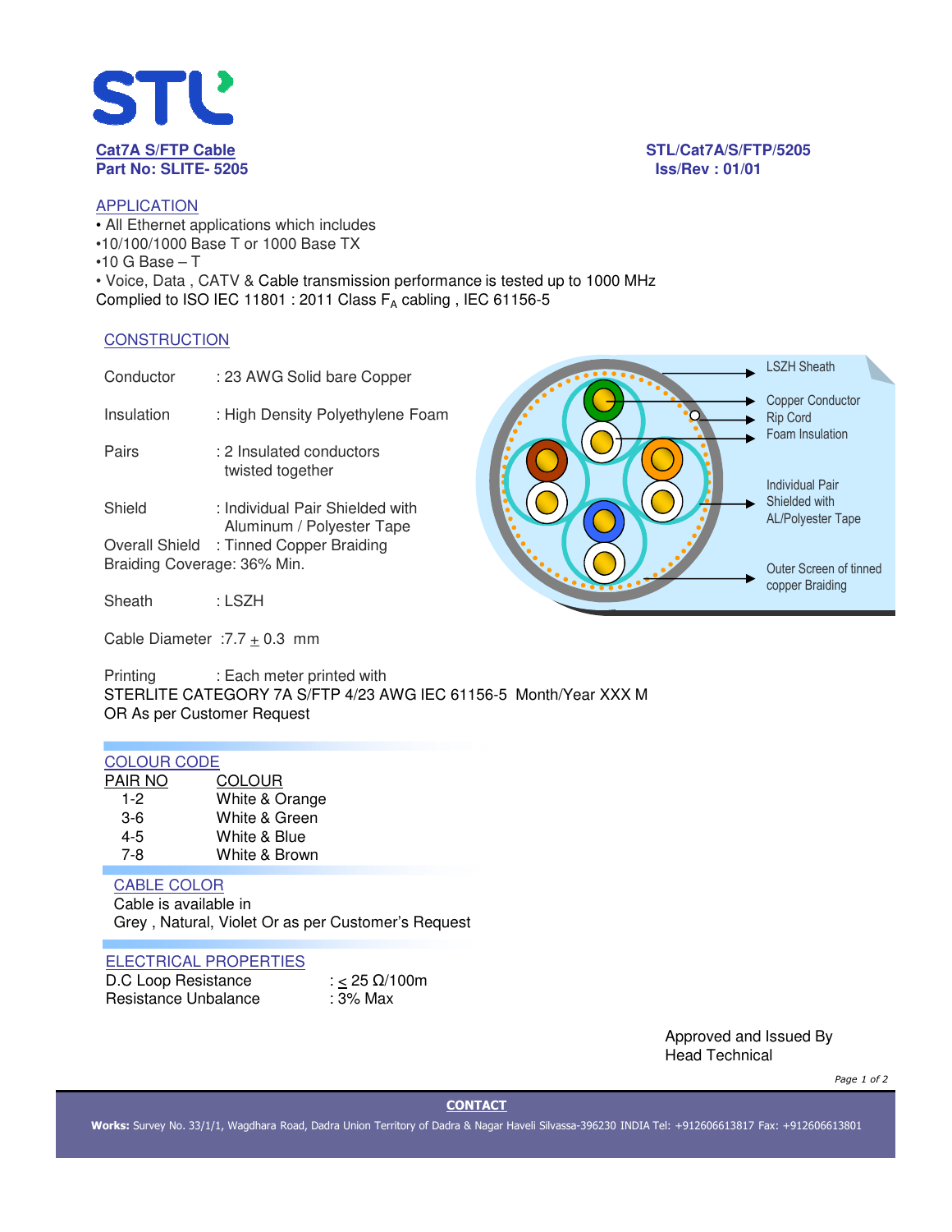**Cat7A S/FTP Cable**
**Part No: SLITE- 5205**

**STL/Cat7A/S/FTP/5205**
**Iss/Rev : 01/01**

## APPLICATION

- All Ethernet applications which includes
- 10/100/1000 Base T or 1000 Base TX
- 10 G Base – T
- Voice, Data , CATV & Cable transmission performance is tested up to 1000 MHz

Complied to ISO IEC 11801 : 2011 Class $F_A$ cabling , IEC 61156-5

## CONSTRUCTION

Conductor : 23 AWG Solid bare Copper

Insulation : High Density Polyethylene Foam

Pairs : 2 Insulated conductors twisted together

Shield : Individual Pair Shielded with Aluminum / Polyester Tape

Overall Shield : Tinned Copper Braiding

Braiding Coverage: 36% Min.

Sheath : LSZH

Cable Diameter : 7.7 ± 0.3 mm

Printing : Each meter printed with
STERLITE CATEGORY 7A S/FTP 4/23 AWG IEC 61156-5 Month/Year XXX M
OR As per Customer Request

LSZH Sheath
Copper Conductor
Rip Cord
Foam Insulation
Individual Pair Shielded with AL/Polyester Tape
Outer Screen of tinned copper Braiding

## COLOUR CODE

| PAIR NO | COLOUR |
|---|---|
| 1-2 | White & Orange |
| 3-6 | White & Green |
| 4-5 | White & Blue |
| 7-8 | White & Brown |

## CABLE COLOR

Cable is available in
Grey , Natural, Violet Or as per Customer's Request

## ELECTRICAL PROPERTIES

| | |
|---|---|
| D.C Loop Resistance | : ≤ 25 Ω/100m |
| Resistance Unbalance | : 3% Max |

Approved and Issued By
Head Technical

**CONTACT**

**Works:** Survey No. 33/1/1, Wagdhara Road, Dadra Union Territory of Dadra & Nagar Haveli Silvassa-396230 INDIA Tel: +912606613817 Fax: +912606613801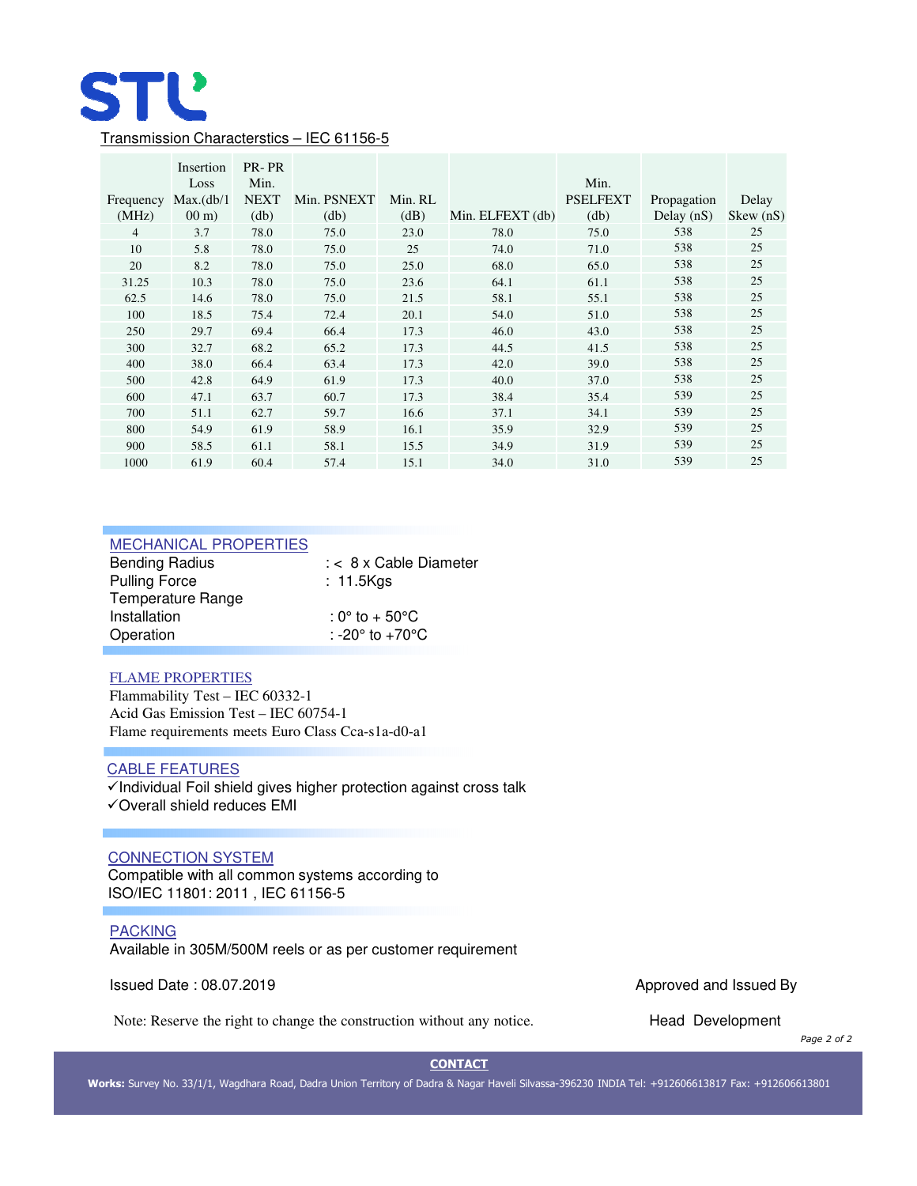STL

Transmission Characterstics – IEC 61156-5

| Frequency (MHz) | Insertion Loss Max.(db/100 m) | PR- PR Min. NEXT (db) | Min. PSNEXT (db) | Min. RL (dB) | Min. ELFEXT (db) | Min. PSELFEXT (db) | Propagation Delay (nS) | Delay Skew (nS) |
|---|---|---|---|---|---|---|---|---|
| 4 | 3.7 | 78.0 | 75.0 | 23.0 | 78.0 | 75.0 | 538 | 25 |
| 10 | 5.8 | 78.0 | 75.0 | 25 | 74.0 | 71.0 | 538 | 25 |
| 20 | 8.2 | 78.0 | 75.0 | 25.0 | 68.0 | 65.0 | 538 | 25 |
| 31.25 | 10.3 | 78.0 | 75.0 | 23.6 | 64.1 | 61.1 | 538 | 25 |
| 62.5 | 14.6 | 78.0 | 75.0 | 21.5 | 58.1 | 55.1 | 538 | 25 |
| 100 | 18.5 | 75.4 | 72.4 | 20.1 | 54.0 | 51.0 | 538 | 25 |
| 250 | 29.7 | 69.4 | 66.4 | 17.3 | 46.0 | 43.0 | 538 | 25 |
| 300 | 32.7 | 68.2 | 65.2 | 17.3 | 44.5 | 41.5 | 538 | 25 |
| 400 | 38.0 | 66.4 | 63.4 | 17.3 | 42.0 | 39.0 | 538 | 25 |
| 500 | 42.8 | 64.9 | 61.9 | 17.3 | 40.0 | 37.0 | 538 | 25 |
| 600 | 47.1 | 63.7 | 60.7 | 17.3 | 38.4 | 35.4 | 539 | 25 |
| 700 | 51.1 | 62.7 | 59.7 | 16.6 | 37.1 | 34.1 | 539 | 25 |
| 800 | 54.9 | 61.9 | 58.9 | 16.1 | 35.9 | 32.9 | 539 | 25 |
| 900 | 58.5 | 61.1 | 58.1 | 15.5 | 34.9 | 31.9 | 539 | 25 |
| 1000 | 61.9 | 60.4 | 57.4 | 15.1 | 34.0 | 31.0 | 539 | 25 |

## MECHANICAL PROPERTIES

| | |
|---|---|
| Bending Radius | : < 8 x Cable Diameter |
| Pulling Force | : 11.5Kgs |
| Temperature Range | |
| Installation | : 0° to + 50°C |
| Operation | : -20° to +70°C |

## FLAME PROPERTIES

Flammability Test – IEC 60332-1
Acid Gas Emission Test – IEC 60754-1
Flame requirements meets Euro Class Cca-s1a-d0-a1

## CABLE FEATURES

✓Individual Foil shield gives higher protection against cross talk
✓Overall shield reduces EMI

## CONNECTION SYSTEM

Compatible with all common systems according to
ISO/IEC 11801: 2011 , IEC 61156-5

## PACKING

Available in 305M/500M reels or as per customer requirement

Issued Date : 08.07.2019

Approved and Issued By

Note: Reserve the right to change the construction without any notice.

Head Development

**CONTACT**

**Works:** Survey No. 33/1/1, Wagdhara Road, Dadra Union Territory of Dadra & Nagar Haveli Silvassa-396230 INDIA Tel: +912606613817 Fax: +912606613801